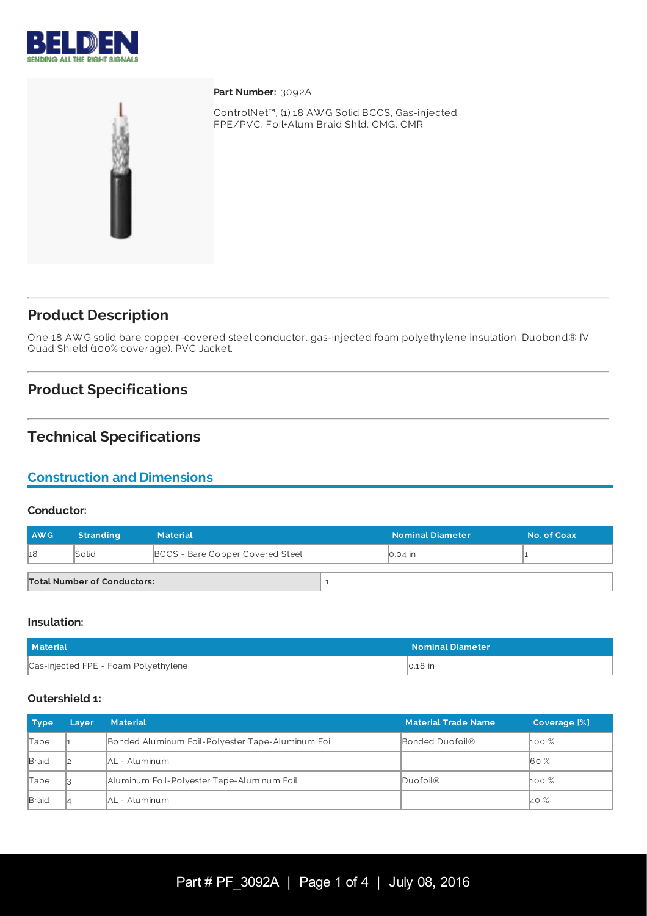**Part Number:** 3092A

ControlNet™, (1) 18 AWG Solid BCCS, Gas-injected FPE/PVC, Foil+Alum Braid Shld, CMG, CMR

## Product Description

One 18 AWG solid bare copper-covered steel conductor, gas-injected foam polyethylene insulation, Duobond® IV Quad Shield (100% coverage), PVC Jacket.

## Product Specifications

## Technical Specifications

### Construction and Dimensions

#### Conductor:

| AWG | Stranding | Material | Nominal Diameter | No. of Coax |
|---|---|---|---|---|
| 18 | Solid | BCCS - Bare Copper Covered Steel | 0.04 in | 1 |

| Total Number of Conductors: | 1 |
|---|---|

#### Insulation:

| Material | Nominal Diameter |
|---|---|
| Gas-injected FPE - Foam Polyethylene | 0.18 in |

#### Outershield 1:

| Type | Layer | Material | Material Trade Name | Coverage [%] |
|---|---|---|---|---|
| Tape | 1 | Bonded Aluminum Foil-Polyester Tape-Aluminum Foil | Bonded Duofoil® | 100 % |
| Braid | 2 | AL - Aluminum | | 60 % |
| Tape | 3 | Aluminum Foil-Polyester Tape-Aluminum Foil | Duofoil® | 100 % |
| Braid | 4 | AL - Aluminum | | 40 % |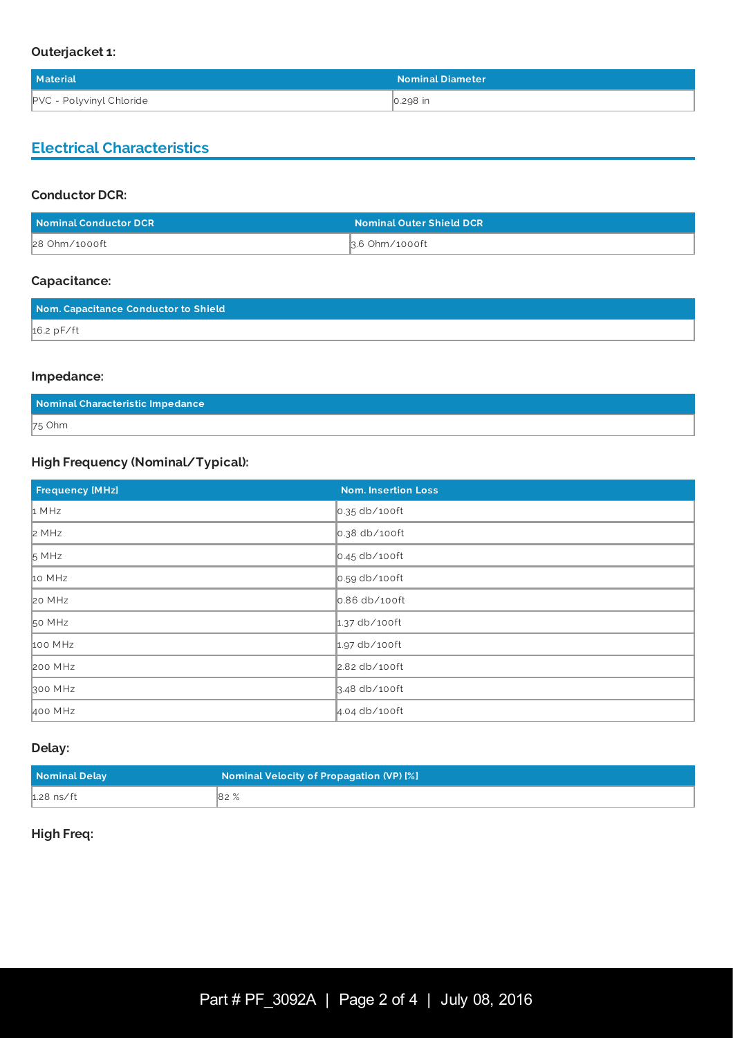### Outerjacket 1:

| Material | Nominal Diameter |
|---|---|
| PVC - Polyvinyl Chloride | 0.298 in |

## Electrical Characteristics

### Conductor DCR:

| Nominal Conductor DCR | Nominal Outer Shield DCR |
|---|---|
| 28 Ohm/1000ft | 3.6 Ohm/1000ft |

### Capacitance:

| Nom. Capacitance Conductor to Shield |
|---|
| 16.2 pF/ft |

### Impedance:

| Nominal Characteristic Impedance |
|---|
| 75 Ohm |

### High Frequency (Nominal/Typical):

| Frequency [MHz] | Nom. Insertion Loss |
|---|---|
| 1 MHz | 0.35 db/100ft |
| 2 MHz | 0.38 db/100ft |
| 5 MHz | 0.45 db/100ft |
| 10 MHz | 0.59 db/100ft |
| 20 MHz | 0.86 db/100ft |
| 50 MHz | 1.37 db/100ft |
| 100 MHz | 1.97 db/100ft |
| 200 MHz | 2.82 db/100ft |
| 300 MHz | 3.48 db/100ft |
| 400 MHz | 4.04 db/100ft |

### Delay:

| Nominal Delay | Nominal Velocity of Propagation (VP) [%] |
|---|---|
| 1.28 ns/ft | 82 % |

### High Freq: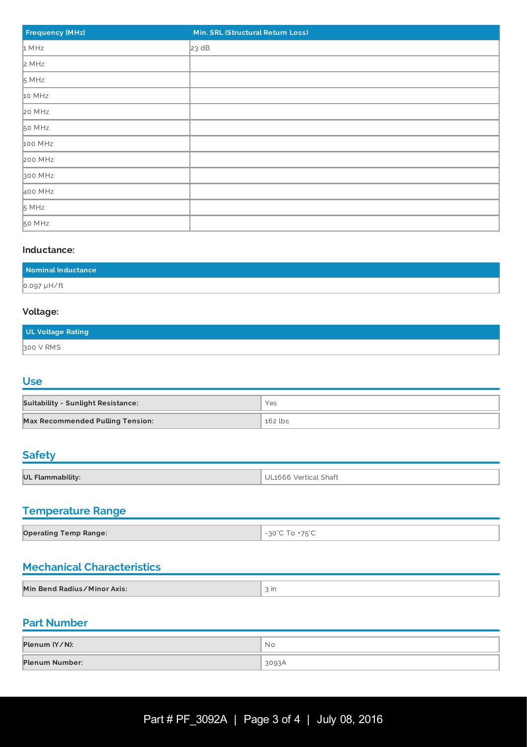| Frequency [MHz] | Min. SRL (Structural Return Loss) |
| --- | --- |
| 1 MHz | 23 dB |
| 2 MHz | |
| 5 MHz | |
| 10 MHz | |
| 20 MHz | |
| 50 MHz | |
| 100 MHz | |
| 200 MHz | |
| 300 MHz | |
| 400 MHz | |
| 5 MHz | |
| 50 MHz | |

**Inductance:**

| Nominal Inductance |
| --- |
| 0.097 µH/ft |

**Voltage:**

| UL Voltage Rating |
| --- |
| 300 V RMS |

## Use

| | |
| --- | --- |
| **Suitability - Sunlight Resistance:** | Yes |
| **Max Recommended Pulling Tension:** | 162 lbs |

## Safety

| | |
| --- | --- |
| **UL Flammability:** | UL1666 Vertical Shaft |

## Temperature Range

| | |
| --- | --- |
| **Operating Temp Range:** | -30°C To +75°C |

## Mechanical Characteristics

| | |
| --- | --- |
| **Min Bend Radius/Minor Axis:** | 3 in |

## Part Number

| | |
| --- | --- |
| **Plenum (Y/N):** | No |
| **Plenum Number:** | 3093A |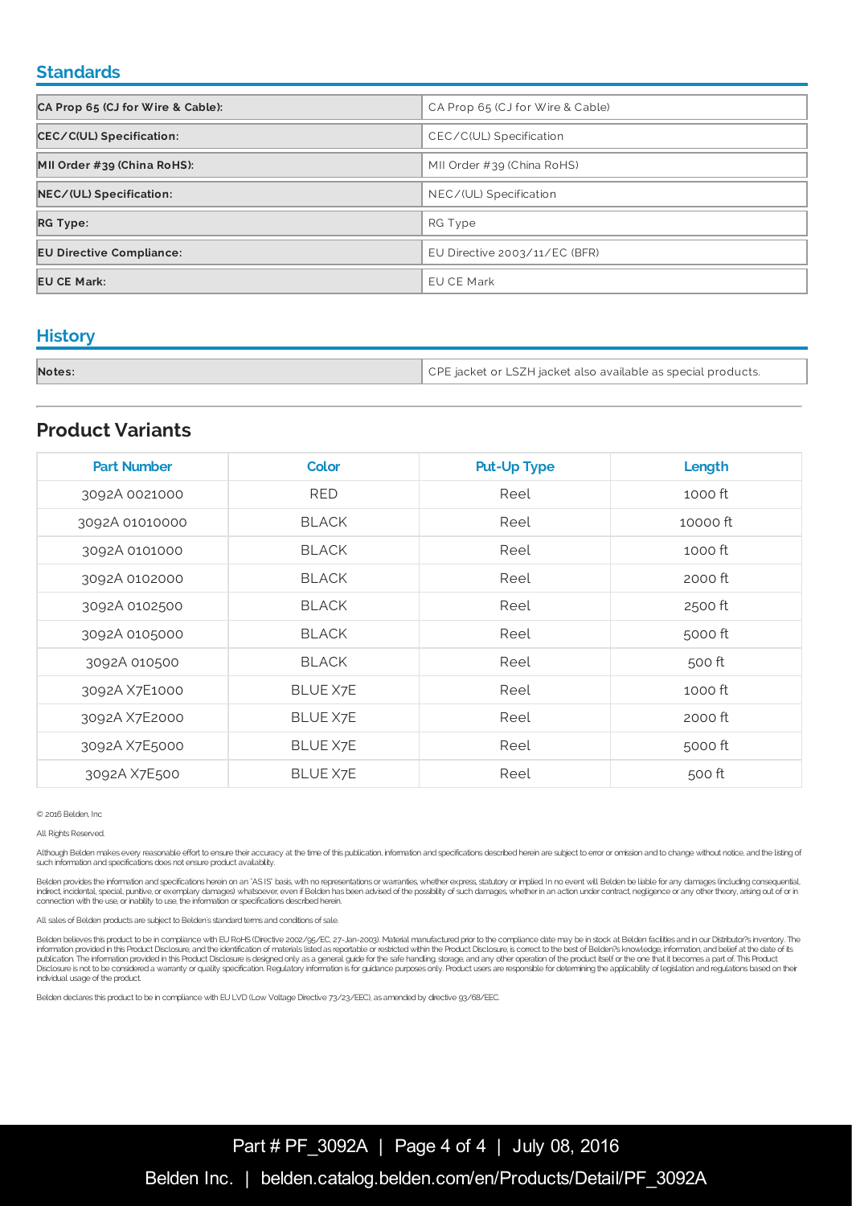## Standards

| | |
|---|---|
| **CA Prop 65 (CJ for Wire & Cable):** | CA Prop 65 (CJ for Wire & Cable) |
| **CEC/C(UL) Specification:** | CEC/C(UL) Specification |
| **MII Order #39 (China RoHS):** | MII Order #39 (China RoHS) |
| **NEC/(UL) Specification:** | NEC/(UL) Specification |
| **RG Type:** | RG Type |
| **EU Directive Compliance:** | EU Directive 2003/11/EC (BFR) |
| **EU CE Mark:** | EU CE Mark |

## History

| | |
|---|---|
| **Notes:** | CPE jacket or LSZH jacket also available as special products. |

## Product Variants

| Part Number | Color | Put-Up Type | Length |
|---|---|---|---|
| 3092A 0021000 | RED | Reel | 1000 ft |
| 3092A 01010000 | BLACK | Reel | 10000 ft |
| 3092A 0101000 | BLACK | Reel | 1000 ft |
| 3092A 0102000 | BLACK | Reel | 2000 ft |
| 3092A 0102500 | BLACK | Reel | 2500 ft |
| 3092A 0105000 | BLACK | Reel | 5000 ft |
| 3092A 010500 | BLACK | Reel | 500 ft |
| 3092A X7E1000 | BLUE X7E | Reel | 1000 ft |
| 3092A X7E2000 | BLUE X7E | Reel | 2000 ft |
| 3092A X7E5000 | BLUE X7E | Reel | 5000 ft |
| 3092A X7E500 | BLUE X7E | Reel | 500 ft |

© 2016 Belden, Inc

All Rights Reserved.

Although Belden makes every reasonable effort to ensure their accuracy at the time of this publication, information and specifications described herein are subject to error or omission and to change without notice, and the listing of such information and specifications does not ensure product availability.

Belden provides the information and specifications herein on an "AS IS" basis, with no representations or warranties, whether express, statutory or implied. In no event will Belden be liable for any damages (including consequential, indirect, incidental, special, punitive, or exemplary damages) whatsoever, even if Belden has been advised of the possibility of such damages, whether in an action under contract, negligence or any other theory, arising out of or in connection with the use, or inability to use, the information or specifications described herein.

All sales of Belden products are subject to Belden's standard terms and conditions of sale.

Belden believes this product to be in compliance with EU RoHS (Directive 2002/95/EC, 27-Jan-2003). Material manufactured prior to the compliance date may be in stock at Belden facilities and in our Distributor?s inventory. The information provided in this Product Disclosure, and the identification of materials listed as reportable or restricted within the Product Disclosure, is correct to the best of Belden?s knowledge, information, and belief at the date of its publication. The information provided in this Product Disclosure is designed only as a general guide for the safe handling, storage, and any other operation of the product itself or the one that it becomes a part of. This Product Disclosure is not to be considered a warranty or quality specification. Regulatory information is for guidance purposes only. Product users are responsible for determining the applicability of legislation and regulations based on their individual usage of the product.

Belden declares this product to be in compliance with EU LVD (Low Voltage Directive 73/23/EEC), as amended by directive 93/68/EEC.